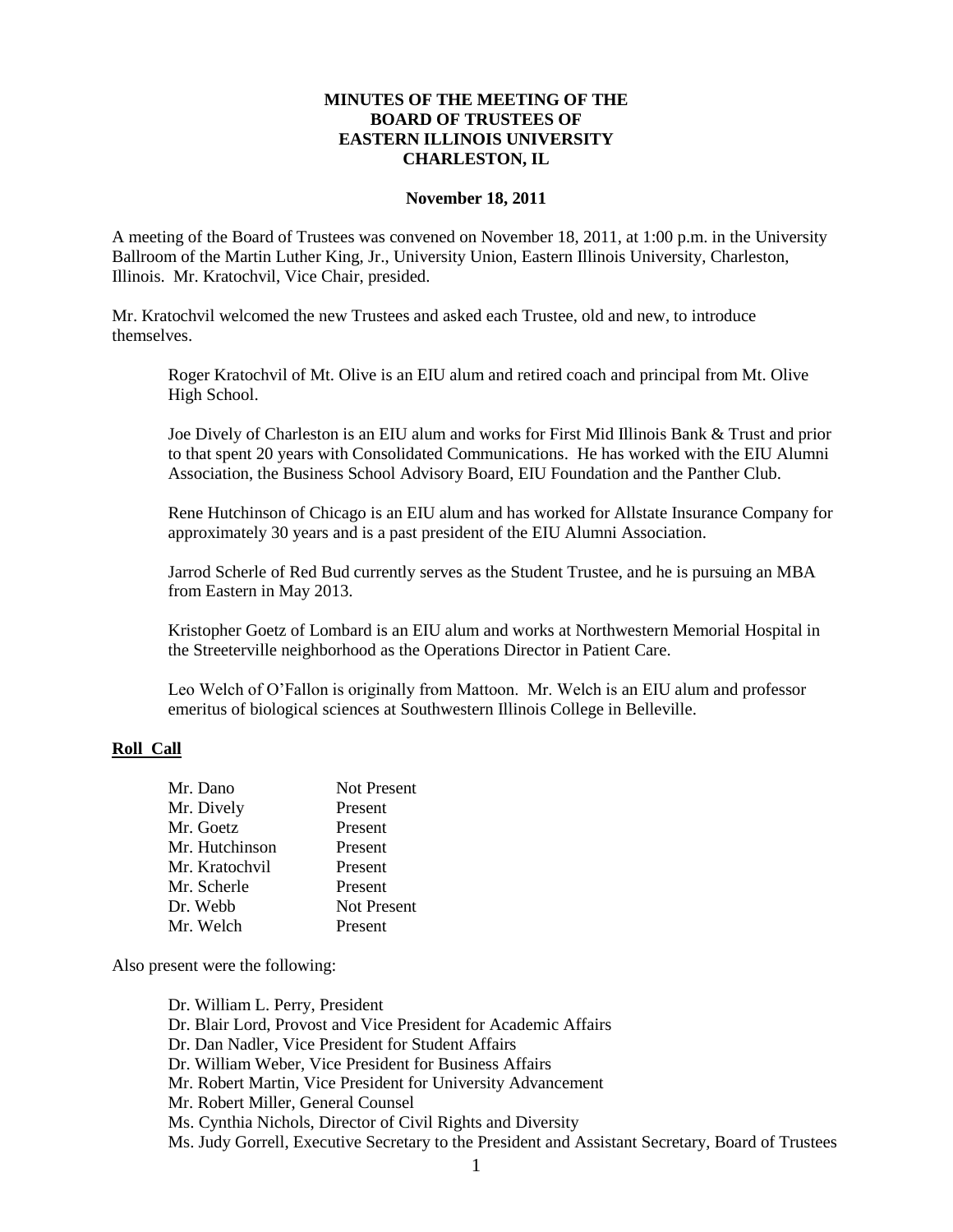**MINUTES OF THE MEETING OF THE**
**BOARD OF TRUSTEES OF**
**EASTERN ILLINOIS UNIVERSITY**
**CHARLESTON, IL**

**November 18, 2011**

A meeting of the Board of Trustees was convened on November 18, 2011, at 1:00 p.m. in the University Ballroom of the Martin Luther King, Jr., University Union, Eastern Illinois University, Charleston, Illinois. Mr. Kratochvil, Vice Chair, presided.

Mr. Kratochvil welcomed the new Trustees and asked each Trustee, old and new, to introduce themselves.

> Roger Kratochvil of Mt. Olive is an EIU alum and retired coach and principal from Mt. Olive High School.
>
> Joe Dively of Charleston is an EIU alum and works for First Mid Illinois Bank & Trust and prior to that spent 20 years with Consolidated Communications. He has worked with the EIU Alumni Association, the Business School Advisory Board, EIU Foundation and the Panther Club.
>
> Rene Hutchinson of Chicago is an EIU alum and has worked for Allstate Insurance Company for approximately 30 years and is a past president of the EIU Alumni Association.
>
> Jarrod Scherle of Red Bud currently serves as the Student Trustee, and he is pursuing an MBA from Eastern in May 2013.
>
> Kristopher Goetz of Lombard is an EIU alum and works at Northwestern Memorial Hospital in the Streeterville neighborhood as the Operations Director in Patient Care.
>
> Leo Welch of O'Fallon is originally from Mattoon. Mr. Welch is an EIU alum and professor emeritus of biological sciences at Southwestern Illinois College in Belleville.

**Roll Call**

| | |
|---|---|
| Mr. Dano | Not Present |
| Mr. Dively | Present |
| Mr. Goetz | Present |
| Mr. Hutchinson | Present |
| Mr. Kratochvil | Present |
| Mr. Scherle | Present |
| Dr. Webb | Not Present |
| Mr. Welch | Present |

Also present were the following:

- Dr. William L. Perry, President
- Dr. Blair Lord, Provost and Vice President for Academic Affairs
- Dr. Dan Nadler, Vice President for Student Affairs
- Dr. William Weber, Vice President for Business Affairs
- Mr. Robert Martin, Vice President for University Advancement
- Mr. Robert Miller, General Counsel
- Ms. Cynthia Nichols, Director of Civil Rights and Diversity
- Ms. Judy Gorrell, Executive Secretary to the President and Assistant Secretary, Board of Trustees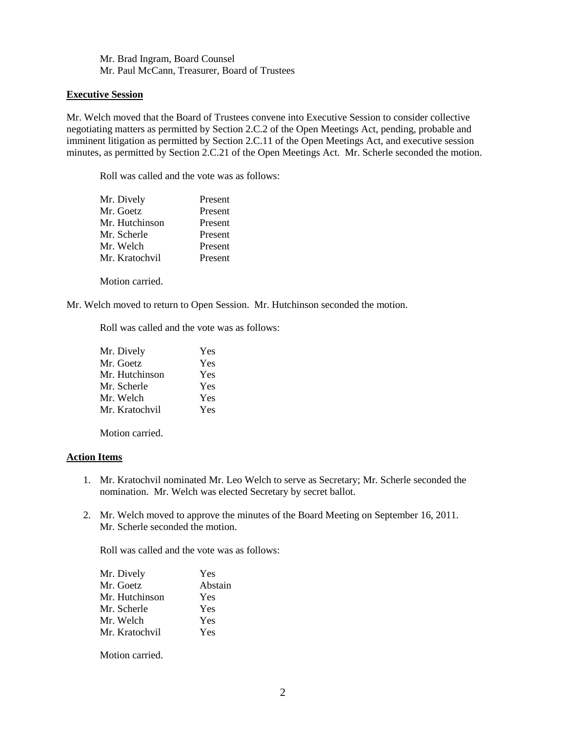Mr. Brad Ingram, Board Counsel
Mr. Paul McCann, Treasurer, Board of Trustees

**Executive Session**

Mr. Welch moved that the Board of Trustees convene into Executive Session to consider collective negotiating matters as permitted by Section 2.C.2 of the Open Meetings Act, pending, probable and imminent litigation as permitted by Section 2.C.11 of the Open Meetings Act, and executive session minutes, as permitted by Section 2.C.21 of the Open Meetings Act. Mr. Scherle seconded the motion.

Roll was called and the vote was as follows:

| | |
|---|---|
| Mr. Dively | Present |
| Mr. Goetz | Present |
| Mr. Hutchinson | Present |
| Mr. Scherle | Present |
| Mr. Welch | Present |
| Mr. Kratochvil | Present |

Motion carried.

Mr. Welch moved to return to Open Session. Mr. Hutchinson seconded the motion.

Roll was called and the vote was as follows:

| | |
|---|---|
| Mr. Dively | Yes |
| Mr. Goetz | Yes |
| Mr. Hutchinson | Yes |
| Mr. Scherle | Yes |
| Mr. Welch | Yes |
| Mr. Kratochvil | Yes |

Motion carried.

**Action Items**

1. Mr. Kratochvil nominated Mr. Leo Welch to serve as Secretary; Mr. Scherle seconded the nomination. Mr. Welch was elected Secretary by secret ballot.

2. Mr. Welch moved to approve the minutes of the Board Meeting on September 16, 2011. Mr. Scherle seconded the motion.

   Roll was called and the vote was as follows:

   | | |
   |---|---|
   | Mr. Dively | Yes |
   | Mr. Goetz | Abstain |
   | Mr. Hutchinson | Yes |
   | Mr. Scherle | Yes |
   | Mr. Welch | Yes |
   | Mr. Kratochvil | Yes |

   Motion carried.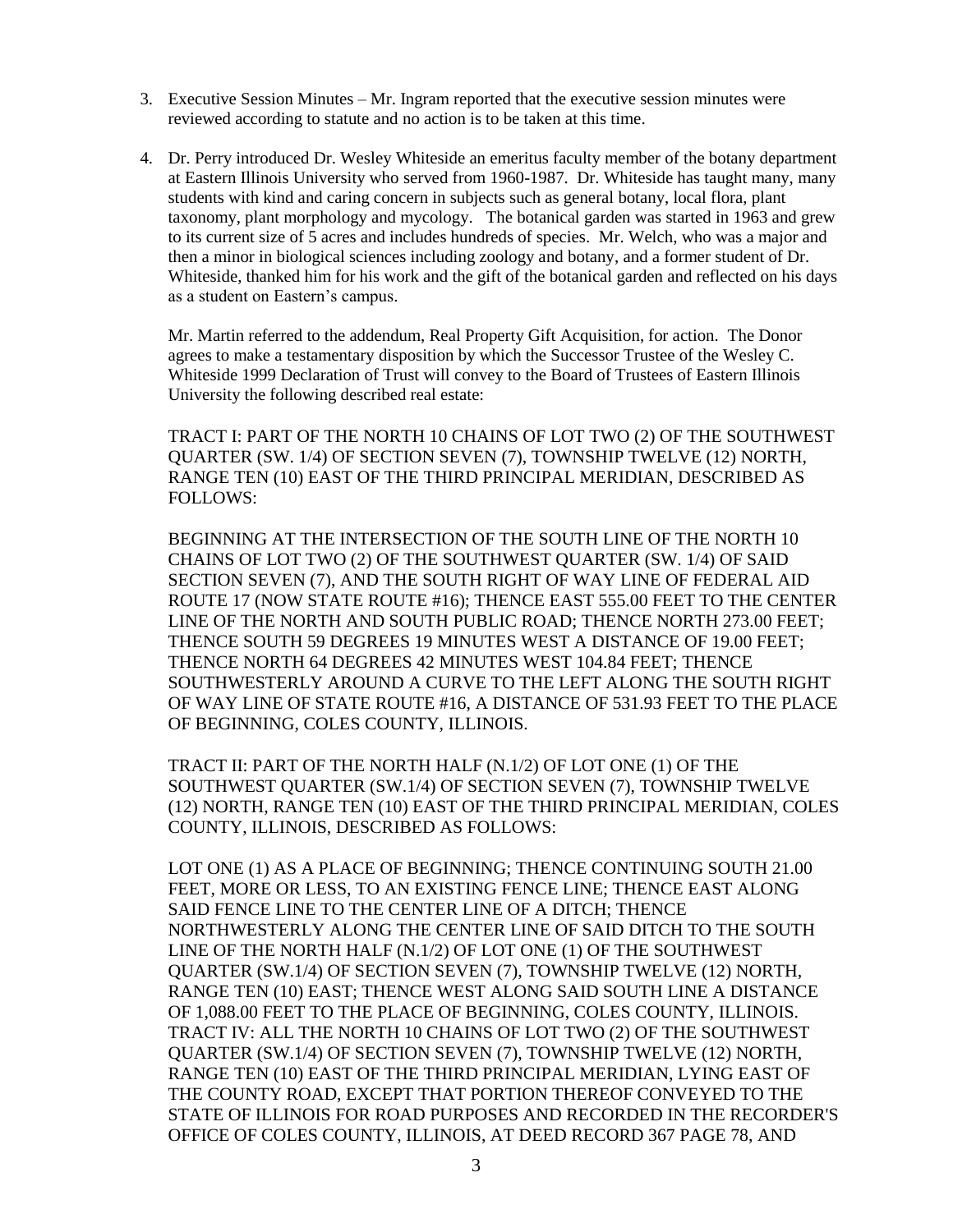3. Executive Session Minutes – Mr. Ingram reported that the executive session minutes were reviewed according to statute and no action is to be taken at this time.

4. Dr. Perry introduced Dr. Wesley Whiteside an emeritus faculty member of the botany department at Eastern Illinois University who served from 1960-1987. Dr. Whiteside has taught many, many students with kind and caring concern in subjects such as general botany, local flora, plant taxonomy, plant morphology and mycology. The botanical garden was started in 1963 and grew to its current size of 5 acres and includes hundreds of species. Mr. Welch, who was a major and then a minor in biological sciences including zoology and botany, and a former student of Dr. Whiteside, thanked him for his work and the gift of the botanical garden and reflected on his days as a student on Eastern's campus.

   Mr. Martin referred to the addendum, Real Property Gift Acquisition, for action. The Donor agrees to make a testamentary disposition by which the Successor Trustee of the Wesley C. Whiteside 1999 Declaration of Trust will convey to the Board of Trustees of Eastern Illinois University the following described real estate:

   TRACT I: PART OF THE NORTH 10 CHAINS OF LOT TWO (2) OF THE SOUTHWEST QUARTER (SW. 1/4) OF SECTION SEVEN (7), TOWNSHIP TWELVE (12) NORTH, RANGE TEN (10) EAST OF THE THIRD PRINCIPAL MERIDIAN, DESCRIBED AS FOLLOWS:

   BEGINNING AT THE INTERSECTION OF THE SOUTH LINE OF THE NORTH 10 CHAINS OF LOT TWO (2) OF THE SOUTHWEST QUARTER (SW. 1/4) OF SAID SECTION SEVEN (7), AND THE SOUTH RIGHT OF WAY LINE OF FEDERAL AID ROUTE 17 (NOW STATE ROUTE #16); THENCE EAST 555.00 FEET TO THE CENTER LINE OF THE NORTH AND SOUTH PUBLIC ROAD; THENCE NORTH 273.00 FEET; THENCE SOUTH 59 DEGREES 19 MINUTES WEST A DISTANCE OF 19.00 FEET; THENCE NORTH 64 DEGREES 42 MINUTES WEST 104.84 FEET; THENCE SOUTHWESTERLY AROUND A CURVE TO THE LEFT ALONG THE SOUTH RIGHT OF WAY LINE OF STATE ROUTE #16, A DISTANCE OF 531.93 FEET TO THE PLACE OF BEGINNING, COLES COUNTY, ILLINOIS.

   TRACT II: PART OF THE NORTH HALF (N.1/2) OF LOT ONE (1) OF THE SOUTHWEST QUARTER (SW.1/4) OF SECTION SEVEN (7), TOWNSHIP TWELVE (12) NORTH, RANGE TEN (10) EAST OF THE THIRD PRINCIPAL MERIDIAN, COLES COUNTY, ILLINOIS, DESCRIBED AS FOLLOWS:

   LOT ONE (1) AS A PLACE OF BEGINNING; THENCE CONTINUING SOUTH 21.00 FEET, MORE OR LESS, TO AN EXISTING FENCE LINE; THENCE EAST ALONG SAID FENCE LINE TO THE CENTER LINE OF A DITCH; THENCE NORTHWESTERLY ALONG THE CENTER LINE OF SAID DITCH TO THE SOUTH LINE OF THE NORTH HALF (N.1/2) OF LOT ONE (1) OF THE SOUTHWEST QUARTER (SW.1/4) OF SECTION SEVEN (7), TOWNSHIP TWELVE (12) NORTH, RANGE TEN (10) EAST; THENCE WEST ALONG SAID SOUTH LINE A DISTANCE OF 1,088.00 FEET TO THE PLACE OF BEGINNING, COLES COUNTY, ILLINOIS.
   TRACT IV: ALL THE NORTH 10 CHAINS OF LOT TWO (2) OF THE SOUTHWEST QUARTER (SW.1/4) OF SECTION SEVEN (7), TOWNSHIP TWELVE (12) NORTH, RANGE TEN (10) EAST OF THE THIRD PRINCIPAL MERIDIAN, LYING EAST OF THE COUNTY ROAD, EXCEPT THAT PORTION THEREOF CONVEYED TO THE STATE OF ILLINOIS FOR ROAD PURPOSES AND RECORDED IN THE RECORDER'S OFFICE OF COLES COUNTY, ILLINOIS, AT DEED RECORD 367 PAGE 78, AND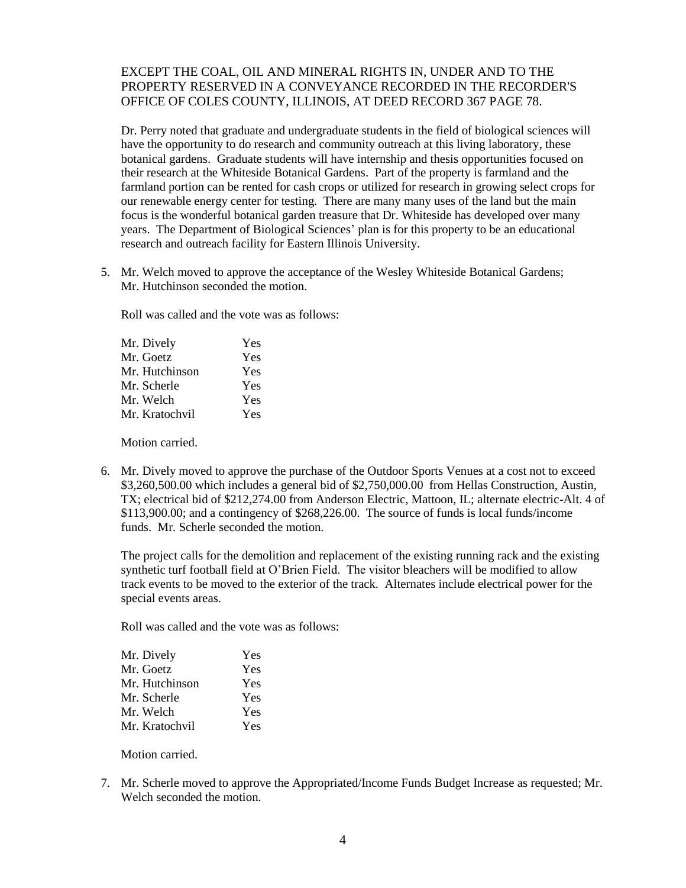EXCEPT THE COAL, OIL AND MINERAL RIGHTS IN, UNDER AND TO THE PROPERTY RESERVED IN A CONVEYANCE RECORDED IN THE RECORDER'S OFFICE OF COLES COUNTY, ILLINOIS, AT DEED RECORD 367 PAGE 78.

Dr. Perry noted that graduate and undergraduate students in the field of biological sciences will have the opportunity to do research and community outreach at this living laboratory, these botanical gardens. Graduate students will have internship and thesis opportunities focused on their research at the Whiteside Botanical Gardens. Part of the property is farmland and the farmland portion can be rented for cash crops or utilized for research in growing select crops for our renewable energy center for testing. There are many many uses of the land but the main focus is the wonderful botanical garden treasure that Dr. Whiteside has developed over many years. The Department of Biological Sciences' plan is for this property to be an educational research and outreach facility for Eastern Illinois University.

5. Mr. Welch moved to approve the acceptance of the Wesley Whiteside Botanical Gardens; Mr. Hutchinson seconded the motion.

   Roll was called and the vote was as follows:

   | | |
   |---|---|
   | Mr. Dively | Yes |
   | Mr. Goetz | Yes |
   | Mr. Hutchinson | Yes |
   | Mr. Scherle | Yes |
   | Mr. Welch | Yes |
   | Mr. Kratochvil | Yes |

   Motion carried.

6. Mr. Dively moved to approve the purchase of the Outdoor Sports Venues at a cost not to exceed $3,260,500.00 which includes a general bid of $2,750,000.00 from Hellas Construction, Austin, TX; electrical bid of $212,274.00 from Anderson Electric, Mattoon, IL; alternate electric-Alt. 4 of $113,900.00; and a contingency of $268,226.00. The source of funds is local funds/income funds. Mr. Scherle seconded the motion.

   The project calls for the demolition and replacement of the existing running rack and the existing synthetic turf football field at O'Brien Field. The visitor bleachers will be modified to allow track events to be moved to the exterior of the track. Alternates include electrical power for the special events areas.

   Roll was called and the vote was as follows:

   | | |
   |---|---|
   | Mr. Dively | Yes |
   | Mr. Goetz | Yes |
   | Mr. Hutchinson | Yes |
   | Mr. Scherle | Yes |
   | Mr. Welch | Yes |
   | Mr. Kratochvil | Yes |

   Motion carried.

7. Mr. Scherle moved to approve the Appropriated/Income Funds Budget Increase as requested; Mr. Welch seconded the motion.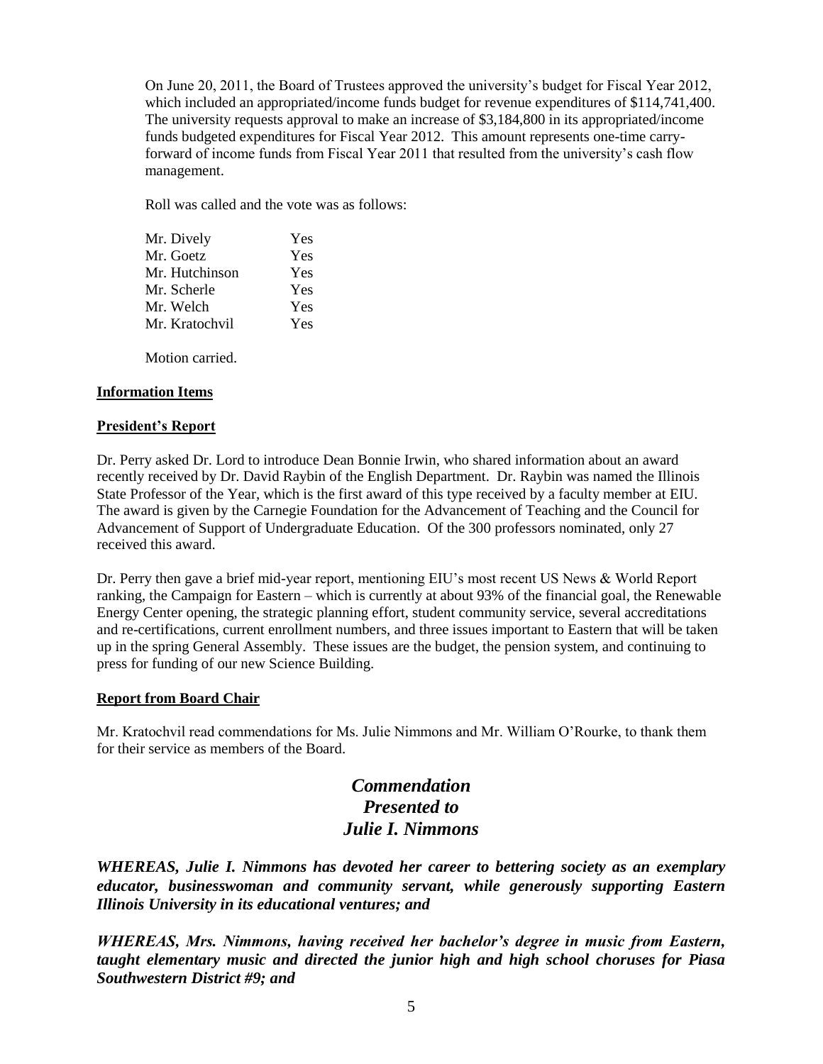On June 20, 2011, the Board of Trustees approved the university's budget for Fiscal Year 2012, which included an appropriated/income funds budget for revenue expenditures of $114,741,400. The university requests approval to make an increase of $3,184,800 in its appropriated/income funds budgeted expenditures for Fiscal Year 2012. This amount represents one-time carry-forward of income funds from Fiscal Year 2011 that resulted from the university's cash flow management.

Roll was called and the vote was as follows:

| | |
|---|---|
| Mr. Dively | Yes |
| Mr. Goetz | Yes |
| Mr. Hutchinson | Yes |
| Mr. Scherle | Yes |
| Mr. Welch | Yes |
| Mr. Kratochvil | Yes |

Motion carried.

**Information Items**

**President's Report**

Dr. Perry asked Dr. Lord to introduce Dean Bonnie Irwin, who shared information about an award recently received by Dr. David Raybin of the English Department. Dr. Raybin was named the Illinois State Professor of the Year, which is the first award of this type received by a faculty member at EIU. The award is given by the Carnegie Foundation for the Advancement of Teaching and the Council for Advancement of Support of Undergraduate Education. Of the 300 professors nominated, only 27 received this award.

Dr. Perry then gave a brief mid-year report, mentioning EIU's most recent US News & World Report ranking, the Campaign for Eastern – which is currently at about 93% of the financial goal, the Renewable Energy Center opening, the strategic planning effort, student community service, several accreditations and re-certifications, current enrollment numbers, and three issues important to Eastern that will be taken up in the spring General Assembly. These issues are the budget, the pension system, and continuing to press for funding of our new Science Building.

**Report from Board Chair**

Mr. Kratochvil read commendations for Ms. Julie Nimmons and Mr. William O'Rourke, to thank them for their service as members of the Board.

## *Commendation Presented to Julie I. Nimmons*

***WHEREAS, Julie I. Nimmons has devoted her career to bettering society as an exemplary educator, businesswoman and community servant, while generously supporting Eastern Illinois University in its educational ventures; and***

***WHEREAS, Mrs. Nimmons, having received her bachelor's degree in music from Eastern, taught elementary music and directed the junior high and high school choruses for Piasa Southwestern District #9; and***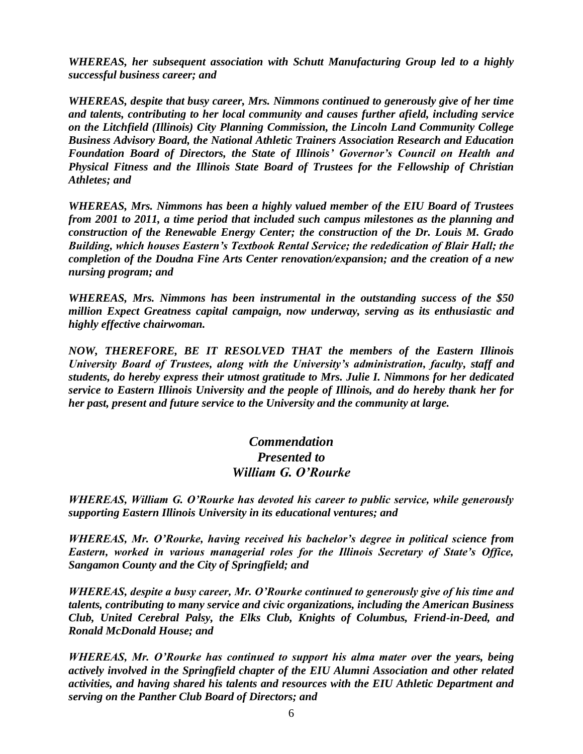***WHEREAS, her subsequent association with Schutt Manufacturing Group led to a highly successful business career; and***

***WHEREAS, despite that busy career, Mrs. Nimmons continued to generously give of her time and talents, contributing to her local community and causes further afield, including service on the Litchfield (Illinois) City Planning Commission, the Lincoln Land Community College Business Advisory Board, the National Athletic Trainers Association Research and Education Foundation Board of Directors, the State of Illinois' Governor's Council on Health and Physical Fitness and the Illinois State Board of Trustees for the Fellowship of Christian Athletes; and***

***WHEREAS, Mrs. Nimmons has been a highly valued member of the EIU Board of Trustees from 2001 to 2011, a time period that included such campus milestones as the planning and construction of the Renewable Energy Center; the construction of the Dr. Louis M. Grado Building, which houses Eastern's Textbook Rental Service; the rededication of Blair Hall; the completion of the Doudna Fine Arts Center renovation/expansion; and the creation of a new nursing program; and***

***WHEREAS, Mrs. Nimmons has been instrumental in the outstanding success of the $50 million Expect Greatness capital campaign, now underway, serving as its enthusiastic and highly effective chairwoman.***

***NOW, THEREFORE, BE IT RESOLVED THAT the members of the Eastern Illinois University Board of Trustees, along with the University's administration, faculty, staff and students, do hereby express their utmost gratitude to Mrs. Julie I. Nimmons for her dedicated service to Eastern Illinois University and the people of Illinois, and do hereby thank her for her past, present and future service to the University and the community at large.***

## *Commendation Presented to William G. O'Rourke*

***WHEREAS, William G. O'Rourke has devoted his career to public service, while generously supporting Eastern Illinois University in its educational ventures; and***

***WHEREAS, Mr. O'Rourke, having received his bachelor's degree in political science from Eastern, worked in various managerial roles for the Illinois Secretary of State's Office, Sangamon County and the City of Springfield; and***

***WHEREAS, despite a busy career, Mr. O'Rourke continued to generously give of his time and talents, contributing to many service and civic organizations, including the American Business Club, United Cerebral Palsy, the Elks Club, Knights of Columbus, Friend-in-Deed, and Ronald McDonald House; and***

***WHEREAS, Mr. O'Rourke has continued to support his alma mater over the years, being actively involved in the Springfield chapter of the EIU Alumni Association and other related activities, and having shared his talents and resources with the EIU Athletic Department and serving on the Panther Club Board of Directors; and***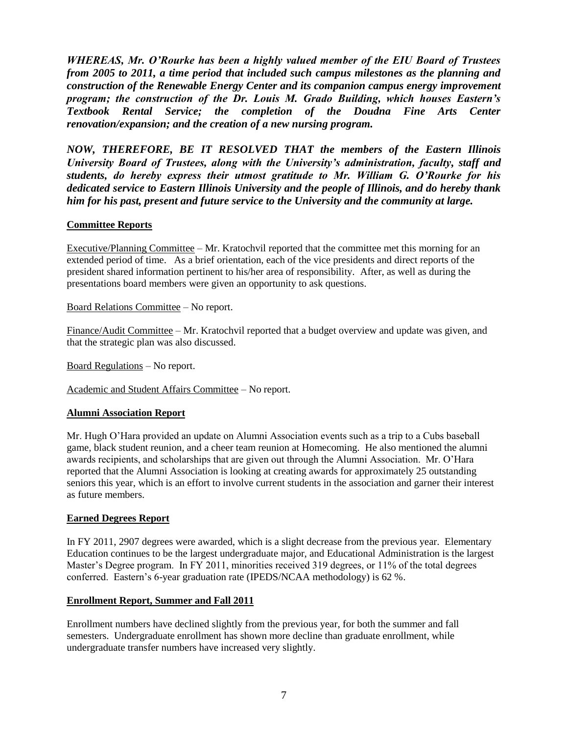***WHEREAS, Mr. O'Rourke has been a highly valued member of the EIU Board of Trustees from 2005 to 2011, a time period that included such campus milestones as the planning and construction of the Renewable Energy Center and its companion campus energy improvement program; the construction of the Dr. Louis M. Grado Building, which houses Eastern's Textbook Rental Service; the completion of the Doudna Fine Arts Center renovation/expansion; and the creation of a new nursing program.***

***NOW, THEREFORE, BE IT RESOLVED THAT the members of the Eastern Illinois University Board of Trustees, along with the University's administration, faculty, staff and students, do hereby express their utmost gratitude to Mr. William G. O'Rourke for his dedicated service to Eastern Illinois University and the people of Illinois, and do hereby thank him for his past, present and future service to the University and the community at large.***

## Committee Reports

Executive/Planning Committee – Mr. Kratochvil reported that the committee met this morning for an extended period of time. As a brief orientation, each of the vice presidents and direct reports of the president shared information pertinent to his/her area of responsibility. After, as well as during the presentations board members were given an opportunity to ask questions.

Board Relations Committee – No report.

Finance/Audit Committee – Mr. Kratochvil reported that a budget overview and update was given, and that the strategic plan was also discussed.

Board Regulations – No report.

Academic and Student Affairs Committee – No report.

## Alumni Association Report

Mr. Hugh O'Hara provided an update on Alumni Association events such as a trip to a Cubs baseball game, black student reunion, and a cheer team reunion at Homecoming. He also mentioned the alumni awards recipients, and scholarships that are given out through the Alumni Association. Mr. O'Hara reported that the Alumni Association is looking at creating awards for approximately 25 outstanding seniors this year, which is an effort to involve current students in the association and garner their interest as future members.

## Earned Degrees Report

In FY 2011, 2907 degrees were awarded, which is a slight decrease from the previous year. Elementary Education continues to be the largest undergraduate major, and Educational Administration is the largest Master's Degree program. In FY 2011, minorities received 319 degrees, or 11% of the total degrees conferred. Eastern's 6-year graduation rate (IPEDS/NCAA methodology) is 62 %.

## Enrollment Report, Summer and Fall 2011

Enrollment numbers have declined slightly from the previous year, for both the summer and fall semesters. Undergraduate enrollment has shown more decline than graduate enrollment, while undergraduate transfer numbers have increased very slightly.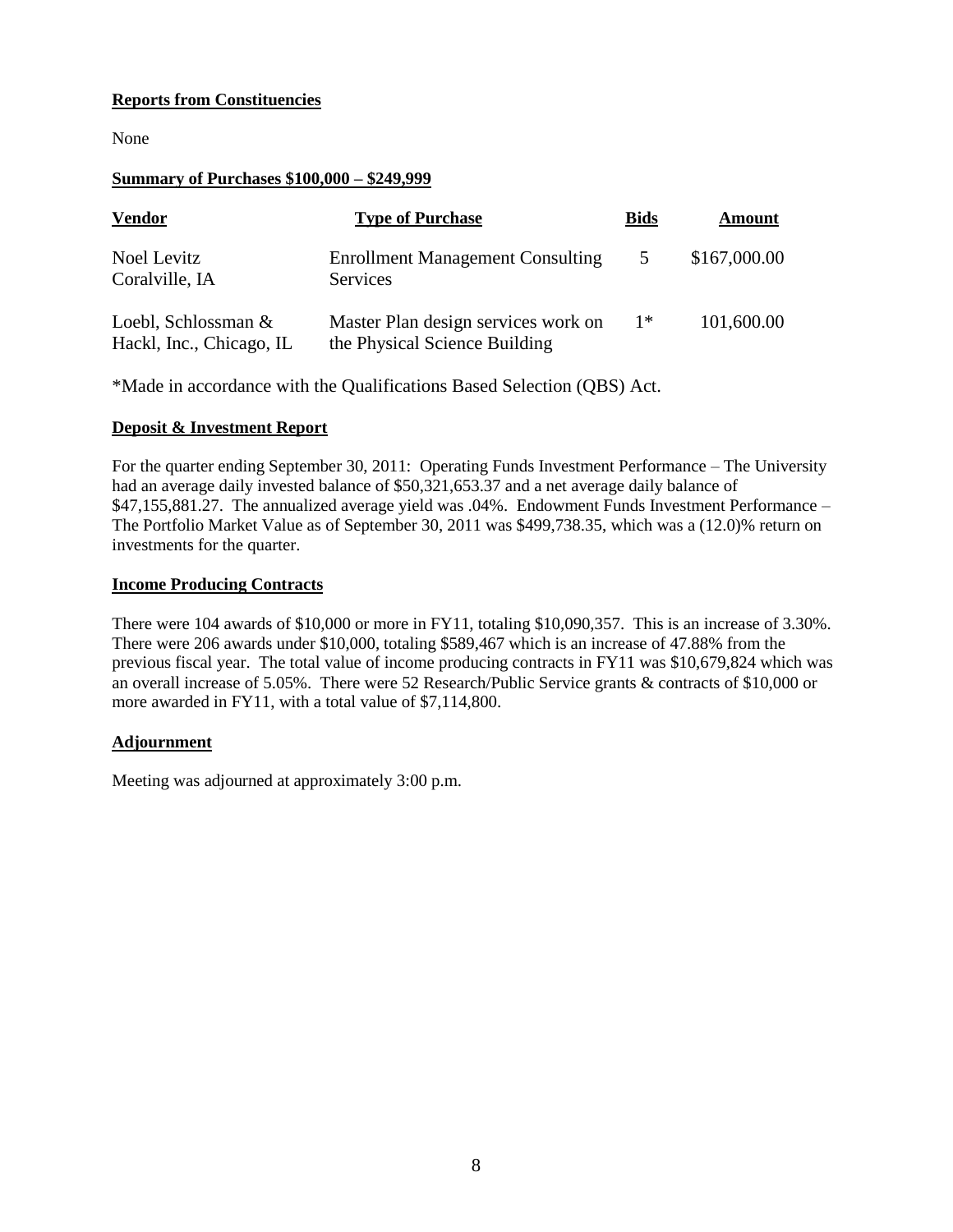**Reports from Constituencies**

None

**Summary of Purchases $100,000 – $249,999**

| Vendor | Type of Purchase | Bids | Amount |
|---|---|---|---|
| Noel Levitz Coralville, IA | Enrollment Management Consulting Services | 5 | $167,000.00 |
| Loebl, Schlossman & Hackl, Inc., Chicago, IL | Master Plan design services work on the Physical Science Building | 1* | 101,600.00 |

*Made in accordance with the Qualifications Based Selection (QBS) Act.

**Deposit & Investment Report**

For the quarter ending September 30, 2011: Operating Funds Investment Performance – The University had an average daily invested balance of $50,321,653.37 and a net average daily balance of $47,155,881.27. The annualized average yield was .04%. Endowment Funds Investment Performance – The Portfolio Market Value as of September 30, 2011 was $499,738.35, which was a (12.0)% return on investments for the quarter.

**Income Producing Contracts**

There were 104 awards of $10,000 or more in FY11, totaling $10,090,357. This is an increase of 3.30%. There were 206 awards under $10,000, totaling $589,467 which is an increase of 47.88% from the previous fiscal year. The total value of income producing contracts in FY11 was $10,679,824 which was an overall increase of 5.05%. There were 52 Research/Public Service grants & contracts of $10,000 or more awarded in FY11, with a total value of $7,114,800.

**Adjournment**

Meeting was adjourned at approximately 3:00 p.m.